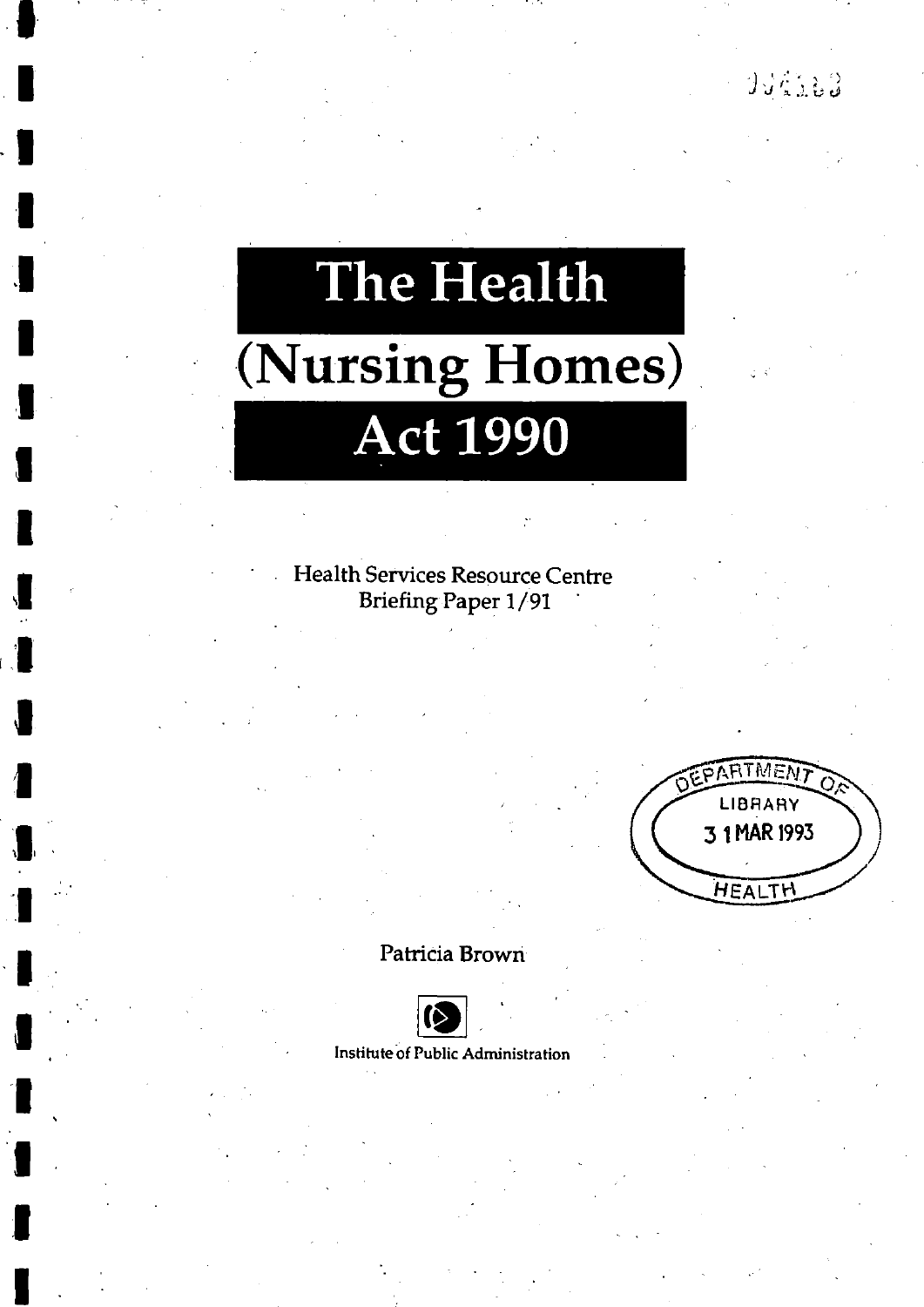# The Health (Nursing Homes) Act 1990

Health Services Resource Centre
Briefing Paper 1/91

DEPARTMENT OF LIBRARY 31 MAR 1993 HEALTH

Patricia Brown

Institute of Public Administration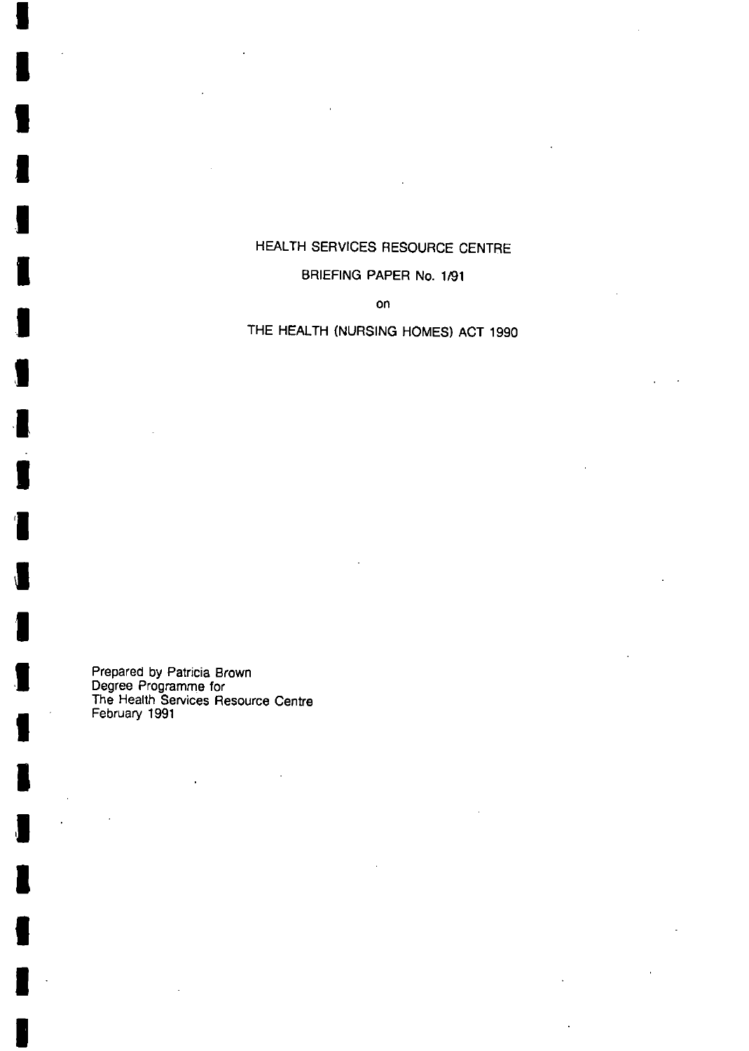HEALTH SERVICES RESOURCE CENTRE

BRIEFING PAPER No. 1/91

on

THE HEALTH (NURSING HOMES) ACT 1990

Prepared by Patricia Brown
Degree Programme for
The Health Services Resource Centre
February 1991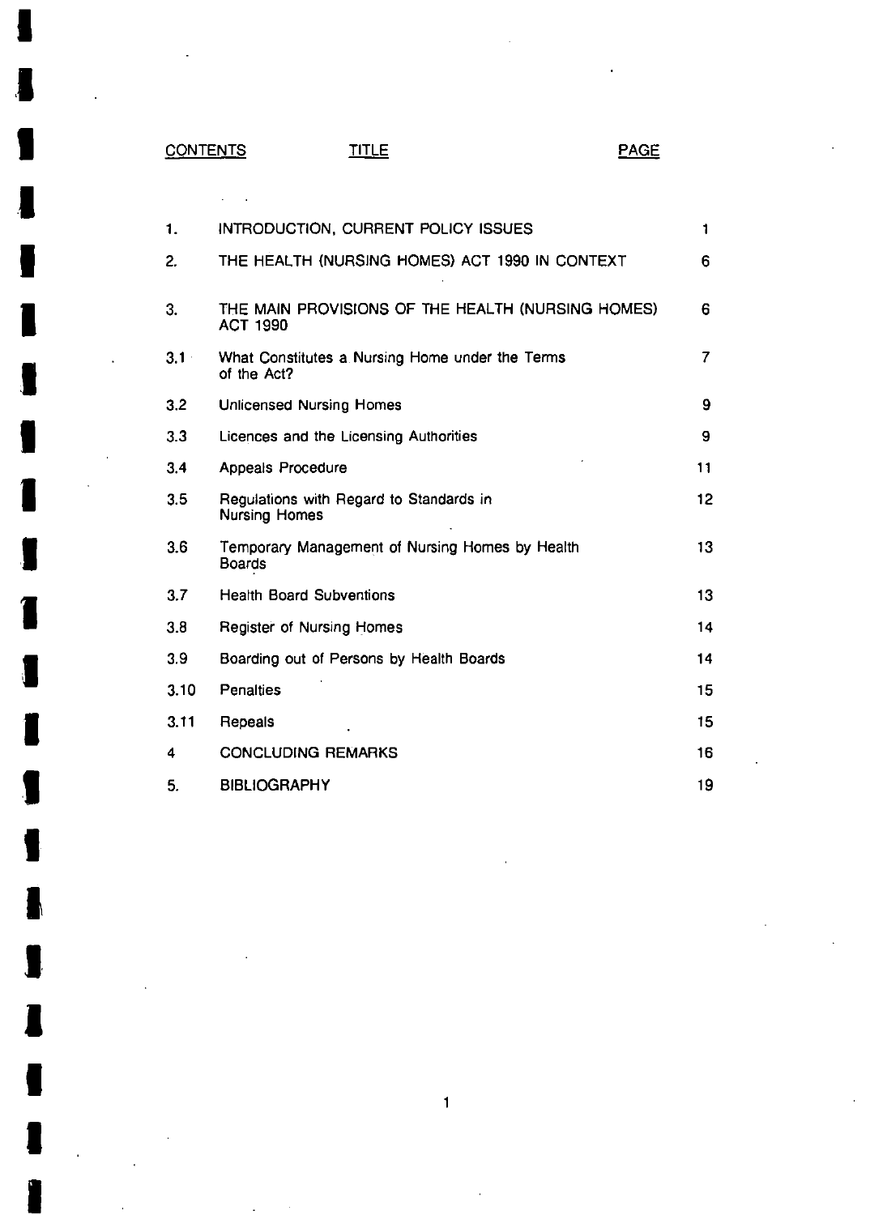| CONTENTS | TITLE | PAGE |
|---|---|---|
| 1. | INTRODUCTION, CURRENT POLICY ISSUES | 1 |
| 2. | THE HEALTH (NURSING HOMES) ACT 1990 IN CONTEXT | 6 |
| 3. | THE MAIN PROVISIONS OF THE HEALTH (NURSING HOMES) ACT 1990 | 6 |
| 3.1 | What Constitutes a Nursing Home under the Terms of the Act? | 7 |
| 3.2 | Unlicensed Nursing Homes | 9 |
| 3.3 | Licences and the Licensing Authorities | 9 |
| 3.4 | Appeals Procedure | 11 |
| 3.5 | Regulations with Regard to Standards in Nursing Homes | 12 |
| 3.6 | Temporary Management of Nursing Homes by Health Boards | 13 |
| 3.7 | Health Board Subventions | 13 |
| 3.8 | Register of Nursing Homes | 14 |
| 3.9 | Boarding out of Persons by Health Boards | 14 |
| 3.10 | Penalties | 15 |
| 3.11 | Repeals | 15 |
| 4 | CONCLUDING REMARKS | 16 |
| 5. | BIBLIOGRAPHY | 19 |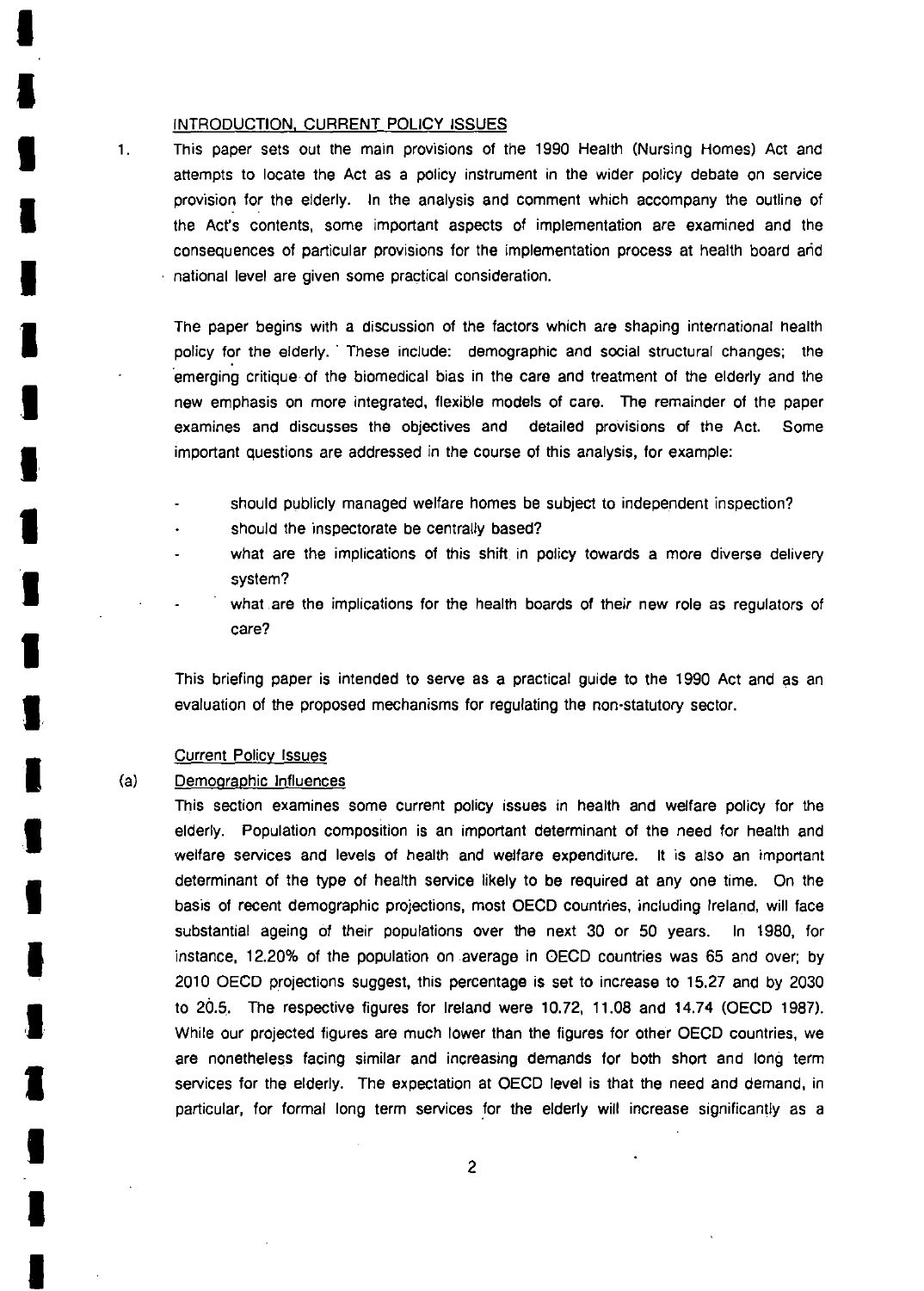## INTRODUCTION, CURRENT POLICY ISSUES

1. This paper sets out the main provisions of the 1990 Health (Nursing Homes) Act and attempts to locate the Act as a policy instrument in the wider policy debate on service provision for the elderly. In the analysis and comment which accompany the outline of the Act's contents, some important aspects of implementation are examined and the consequences of particular provisions for the implementation process at health board and national level are given some practical consideration.

   The paper begins with a discussion of the factors which are shaping international health policy for the elderly. These include: demographic and social structural changes; the emerging critique of the biomedical bias in the care and treatment of the elderly and the new emphasis on more integrated, flexible models of care. The remainder of the paper examines and discusses the objectives and detailed provisions of the Act. Some important questions are addressed in the course of this analysis, for example:

   - should publicly managed welfare homes be subject to independent inspection?
   - should the inspectorate be centrally based?
   - what are the implications of this shift in policy towards a more diverse delivery system?
   - what are the implications for the health boards of their new role as regulators of care?

   This briefing paper is intended to serve as a practical guide to the 1990 Act and as an evaluation of the proposed mechanisms for regulating the non-statutory sector.

### Current Policy Issues

(a) Demographic Influences

This section examines some current policy issues in health and welfare policy for the elderly. Population composition is an important determinant of the need for health and welfare services and levels of health and welfare expenditure. It is also an important determinant of the type of health service likely to be required at any one time. On the basis of recent demographic projections, most OECD countries, including Ireland, will face substantial ageing of their populations over the next 30 or 50 years. In 1980, for instance, 12.20% of the population on average in OECD countries was 65 and over; by 2010 OECD projections suggest, this percentage is set to increase to 15.27 and by 2030 to 20.5. The respective figures for Ireland were 10.72, 11.08 and 14.74 (OECD 1987). While our projected figures are much lower than the figures for other OECD countries, we are nonetheless facing similar and increasing demands for both short and long term services for the elderly. The expectation at OECD level is that the need and demand, in particular, for formal long term services for the elderly will increase significantly as a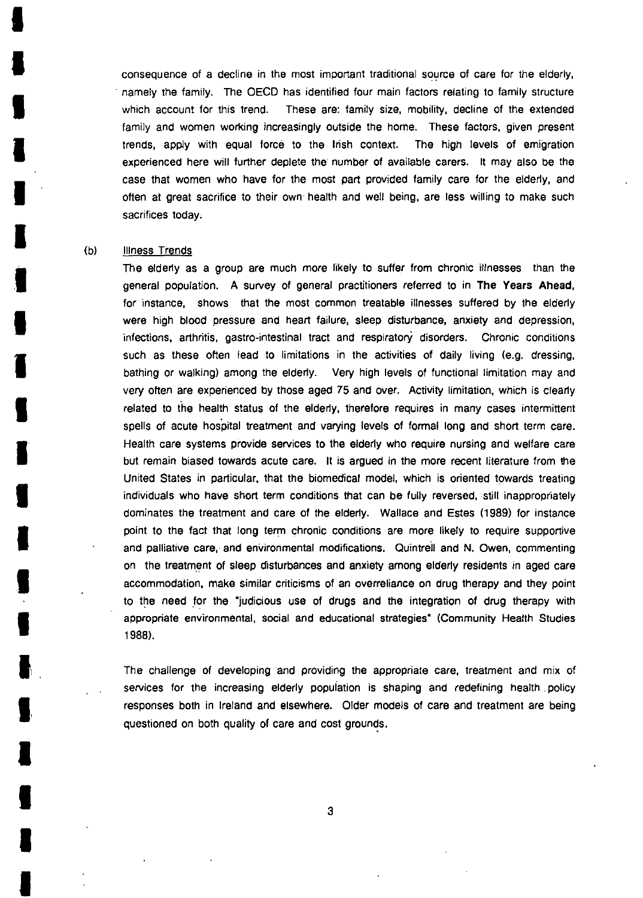consequence of a decline in the most important traditional source of care for the elderly, namely the family. The OECD has identified four main factors relating to family structure which account for this trend. These are: family size, mobility, decline of the extended family and women working increasingly outside the home. These factors, given present trends, apply with equal force to the Irish context. The high levels of emigration experienced here will further deplete the number of available carers. It may also be the case that women who have for the most part provided family care for the elderly, and often at great sacrifice to their own health and well being, are less willing to make such sacrifices today.

(b) Illness Trends

The elderly as a group are much more likely to suffer from chronic illnesses than the general population. A survey of general practitioners referred to in **The Years Ahead**, for instance, shows that the most common treatable illnesses suffered by the elderly were high blood pressure and heart failure, sleep disturbance, anxiety and depression, infections, arthritis, gastro-intestinal tract and respiratory disorders. Chronic conditions such as these often lead to limitations in the activities of daily living (e.g. dressing, bathing or walking) among the elderly. Very high levels of functional limitation may and very often are experienced by those aged 75 and over. Activity limitation, which is clearly related to the health status of the elderly, therefore requires in many cases intermittent spells of acute hospital treatment and varying levels of formal long and short term care. Health care systems provide services to the elderly who require nursing and welfare care but remain biased towards acute care. It is argued in the more recent literature from the United States in particular, that the biomedical model, which is oriented towards treating individuals who have short term conditions that can be fully reversed, still inappropriately dominates the treatment and care of the elderly. Wallace and Estes (1989) for instance point to the fact that long term chronic conditions are more likely to require supportive and palliative care, and environmental modifications. Quintrell and N. Owen, commenting on the treatment of sleep disturbances and anxiety among elderly residents in aged care accommodation, make similar criticisms of an overreliance on drug therapy and they point to the need for the "judicious use of drugs and the integration of drug therapy with appropriate environmental, social and educational strategies" (Community Health Studies 1988).

The challenge of developing and providing the appropriate care, treatment and mix of services for the increasing elderly population is shaping and redefining health policy responses both in Ireland and elsewhere. Older models of care and treatment are being questioned on both quality of care and cost grounds.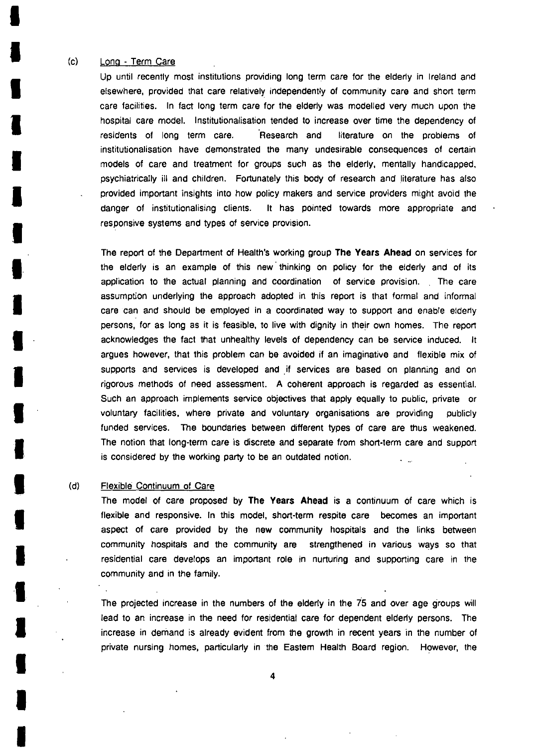(c) Long - Term Care

Up until recently most institutions providing long term care for the elderly in Ireland and elsewhere, provided that care relatively independently of community care and short term care facilities. In fact long term care for the elderly was modelled very much upon the hospital care model. Institutionalisation tended to increase over time the dependency of residents of long term care. Research and literature on the problems of institutionalisation have demonstrated the many undesirable consequences of certain models of care and treatment for groups such as the elderly, mentally handicapped, psychiatrically ill and children. Fortunately this body of research and literature has also provided important insights into how policy makers and service providers might avoid the danger of institutionalising clients. It has pointed towards more appropriate and responsive systems and types of service provision.

The report of the Department of Health's working group **The Years Ahead** on services for the elderly is an example of this new thinking on policy for the elderly and of its application to the actual planning and coordination of service provision. The care assumption underlying the approach adopted in this report is that formal and informal care can and should be employed in a coordinated way to support and enable elderly persons, for as long as it is feasible, to live with dignity in their own homes. The report acknowledges the fact that unhealthy levels of dependency can be service induced. It argues however, that this problem can be avoided if an imaginative and flexible mix of supports and services is developed and if services are based on planning and on rigorous methods of need assessment. A coherent approach is regarded as essential. Such an approach implements service objectives that apply equally to public, private or voluntary facilities, where private and voluntary organisations are providing publicly funded services. The boundaries between different types of care are thus weakened. The notion that long-term care is discrete and separate from short-term care and support is considered by the working party to be an outdated notion.

(d) Flexible Continuum of Care

The model of care proposed by **The Years Ahead** is a continuum of care which is flexible and responsive. In this model, short-term respite care becomes an important aspect of care provided by the new community hospitals and the links between community hospitals and the community are strengthened in various ways so that residential care develops an important role in nurturing and supporting care in the community and in the family.

The projected increase in the numbers of the elderly in the 75 and over age groups will lead to an increase in the need for residential care for dependent elderly persons. The increase in demand is already evident from the growth in recent years in the number of private nursing homes, particularly in the Eastern Health Board region. However, the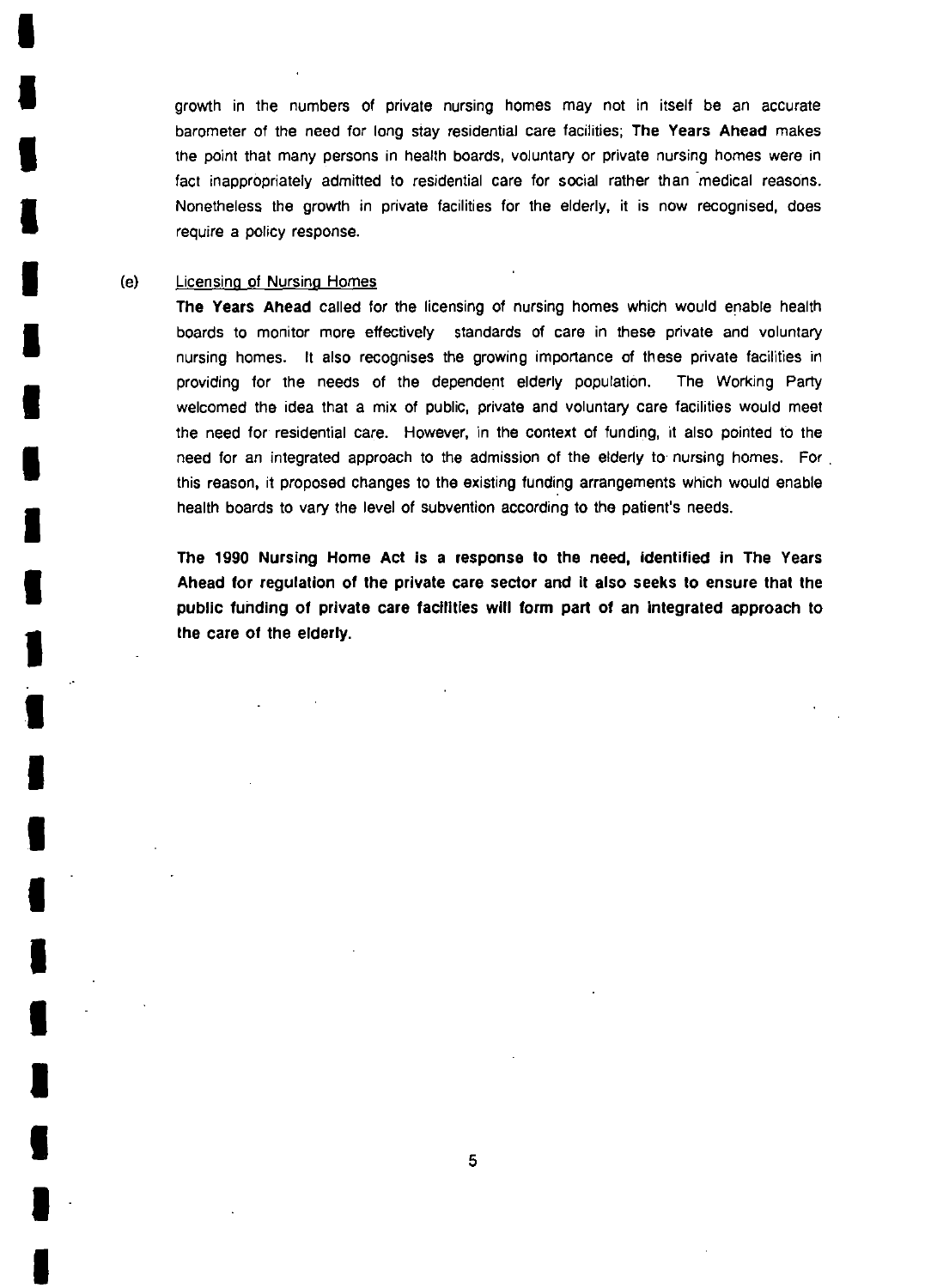growth in the numbers of private nursing homes may not in itself be an accurate barometer of the need for long stay residential care facilities; **The Years Ahead** makes the point that many persons in health boards, voluntary or private nursing homes were in fact inappropriately admitted to residential care for social rather than medical reasons. Nonetheless the growth in private facilities for the elderly, it is now recognised, does require a policy response.

(e) Licensing of Nursing Homes

**The Years Ahead** called for the licensing of nursing homes which would enable health boards to monitor more effectively standards of care in these private and voluntary nursing homes. It also recognises the growing importance of these private facilities in providing for the needs of the dependent elderly population. The Working Party welcomed the idea that a mix of public, private and voluntary care facilities would meet the need for residential care. However, in the context of funding, it also pointed to the need for an integrated approach to the admission of the elderly to nursing homes. For this reason, it proposed changes to the existing funding arrangements which would enable health boards to vary the level of subvention according to the patient's needs.

**The 1990 Nursing Home Act is a response to the need, identified in The Years Ahead for regulation of the private care sector and it also seeks to ensure that the public funding of private care facilities will form part of an integrated approach to the care of the elderly.**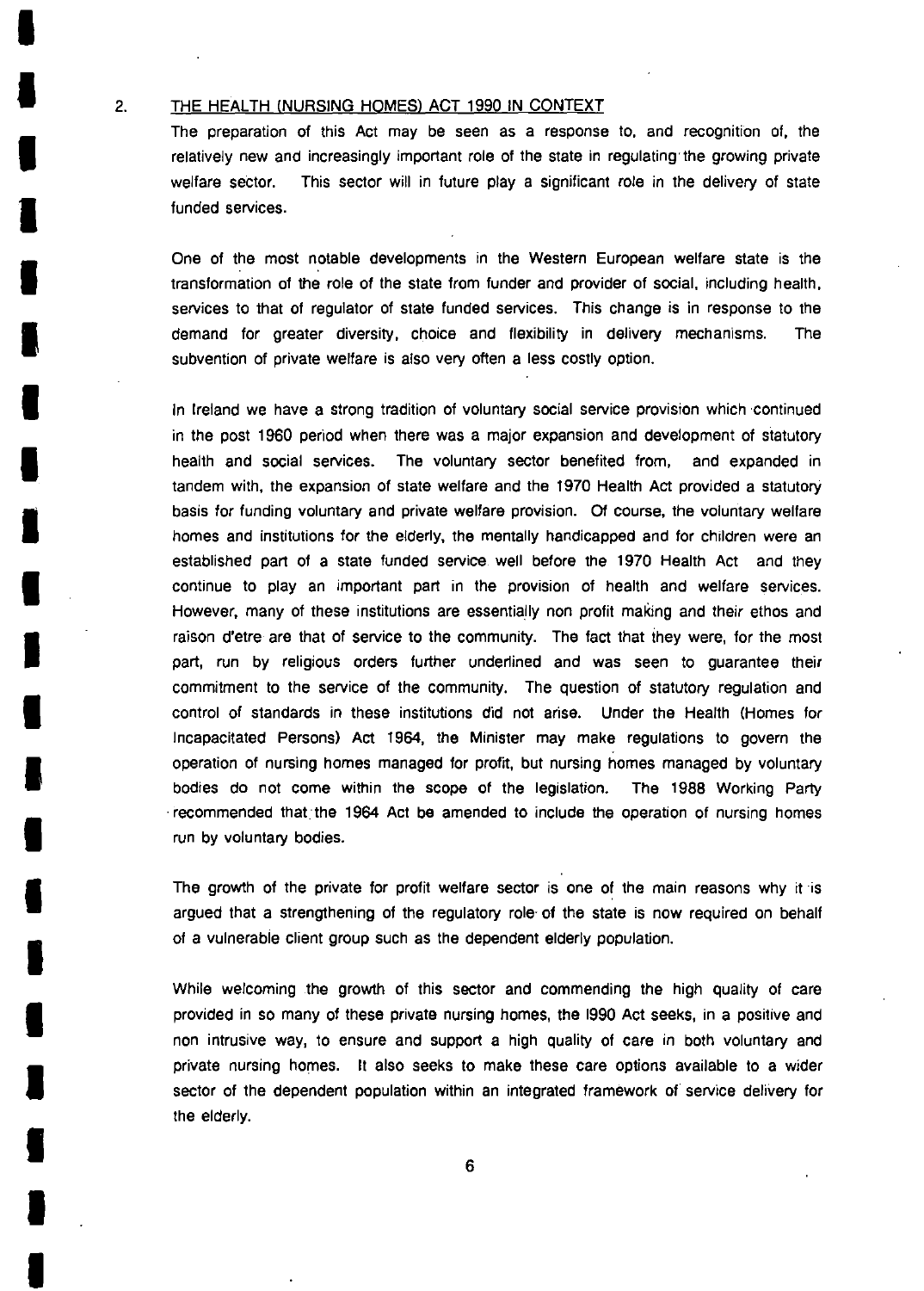## 2. THE HEALTH (NURSING HOMES) ACT 1990 IN CONTEXT

The preparation of this Act may be seen as a response to, and recognition of, the relatively new and increasingly important role of the state in regulating the growing private welfare sector. This sector will in future play a significant role in the delivery of state funded services.

One of the most notable developments in the Western European welfare state is the transformation of the role of the state from funder and provider of social, including health, services to that of regulator of state funded services. This change is in response to the demand for greater diversity, choice and flexibility in delivery mechanisms. The subvention of private welfare is also very often a less costly option.

In Ireland we have a strong tradition of voluntary social service provision which continued in the post 1960 period when there was a major expansion and development of statutory health and social services. The voluntary sector benefited from, and expanded in tandem with, the expansion of state welfare and the 1970 Health Act provided a statutory basis for funding voluntary and private welfare provision. Of course, the voluntary welfare homes and institutions for the elderly, the mentally handicapped and for children were an established part of a state funded service well before the 1970 Health Act and they continue to play an important part in the provision of health and welfare services. However, many of these institutions are essentially non profit making and their ethos and raison d'etre are that of service to the community. The fact that they were, for the most part, run by religious orders further underlined and was seen to guarantee their commitment to the service of the community. The question of statutory regulation and control of standards in these institutions did not arise. Under the Health (Homes for Incapacitated Persons) Act 1964, the Minister may make regulations to govern the operation of nursing homes managed for profit, but nursing homes managed by voluntary bodies do not come within the scope of the legislation. The 1988 Working Party recommended that the 1964 Act be amended to include the operation of nursing homes run by voluntary bodies.

The growth of the private for profit welfare sector is one of the main reasons why it is argued that a strengthening of the regulatory role of the state is now required on behalf of a vulnerable client group such as the dependent elderly population.

While welcoming the growth of this sector and commending the high quality of care provided in so many of these private nursing homes, the 1990 Act seeks, in a positive and non intrusive way, to ensure and support a high quality of care in both voluntary and private nursing homes. It also seeks to make these care options available to a wider sector of the dependent population within an integrated framework of service delivery for the elderly.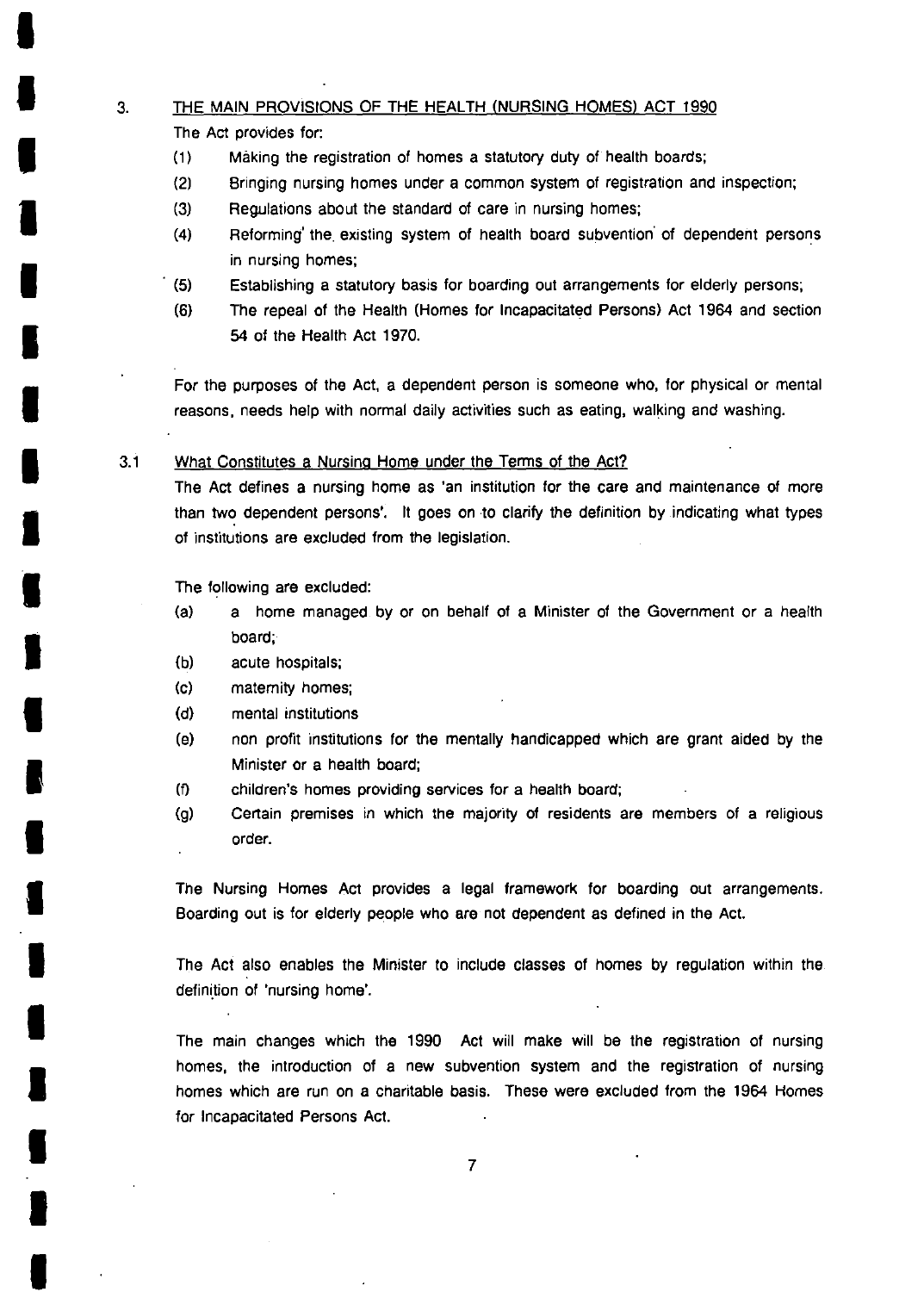## 3. THE MAIN PROVISIONS OF THE HEALTH (NURSING HOMES) ACT 1990

The Act provides for:

(1) Making the registration of homes a statutory duty of health boards;

(2) Bringing nursing homes under a common system of registration and inspection;

(3) Regulations about the standard of care in nursing homes;

(4) Reforming the existing system of health board subvention of dependent persons in nursing homes;

(5) Establishing a statutory basis for boarding out arrangements for elderly persons;

(6) The repeal of the Health (Homes for Incapacitated Persons) Act 1964 and section 54 of the Health Act 1970.

For the purposes of the Act, a dependent person is someone who, for physical or mental reasons, needs help with normal daily activities such as eating, walking and washing.

### 3.1 What Constitutes a Nursing Home under the Terms of the Act?

The Act defines a nursing home as 'an institution for the care and maintenance of more than two dependent persons'. It goes on to clarify the definition by indicating what types of institutions are excluded from the legislation.

The following are excluded:

(a) a home managed by or on behalf of a Minister of the Government or a health board;

(b) acute hospitals;

(c) maternity homes;

(d) mental institutions

(e) non profit institutions for the mentally handicapped which are grant aided by the Minister or a health board;

(f) children's homes providing services for a health board;

(g) Certain premises in which the majority of residents are members of a religious order.

The Nursing Homes Act provides a legal framework for boarding out arrangements. Boarding out is for elderly people who are not dependent as defined in the Act.

The Act also enables the Minister to include classes of homes by regulation within the definition of 'nursing home'.

The main changes which the 1990 Act will make will be the registration of nursing homes, the introduction of a new subvention system and the registration of nursing homes which are run on a charitable basis. These were excluded from the 1964 Homes for Incapacitated Persons Act.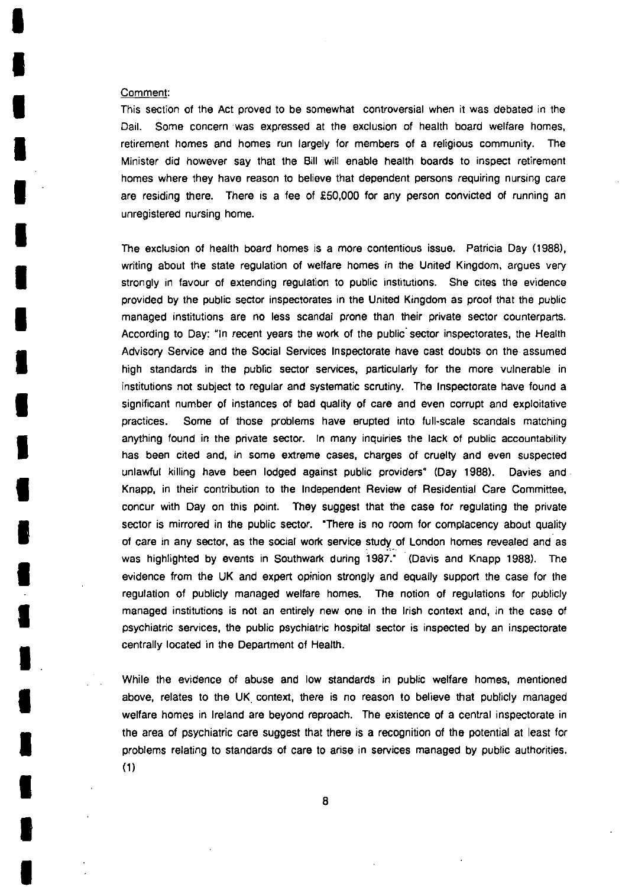Comment:

This section of the Act proved to be somewhat controversial when it was debated in the Dail. Some concern was expressed at the exclusion of health board welfare homes, retirement homes and homes run largely for members of a religious community. The Minister did however say that the Bill will enable health boards to inspect retirement homes where they have reason to believe that dependent persons requiring nursing care are residing there. There is a fee of £50,000 for any person convicted of running an unregistered nursing home.

The exclusion of health board homes is a more contentious issue. Patricia Day (1988), writing about the state regulation of welfare homes in the United Kingdom, argues very strongly in favour of extending regulation to public institutions. She cites the evidence provided by the public sector inspectorates in the United Kingdom as proof that the public managed institutions are no less scandal prone than their private sector counterparts. According to Day: "In recent years the work of the public sector inspectorates, the Health Advisory Service and the Social Services Inspectorate have cast doubts on the assumed high standards in the public sector services, particularly for the more vulnerable in institutions not subject to regular and systematic scrutiny. The Inspectorate have found a significant number of instances of bad quality of care and even corrupt and exploitative practices. Some of those problems have erupted into full-scale scandals matching anything found in the private sector. In many inquiries the lack of public accountability has been cited and, in some extreme cases, charges of cruelty and even suspected unlawful killing have been lodged against public providers" (Day 1988). Davies and Knapp, in their contribution to the Independent Review of Residential Care Committee, concur with Day on this point. They suggest that the case for regulating the private sector is mirrored in the public sector. "There is no room for complacency about quality of care in any sector, as the social work service study of London homes revealed and as was highlighted by events in Southwark during 1987." (Davis and Knapp 1988). The evidence from the UK and expert opinion strongly and equally support the case for the regulation of publicly managed welfare homes. The notion of regulations for publicly managed institutions is not an entirely new one in the Irish context and, in the case of psychiatric services, the public psychiatric hospital sector is inspected by an inspectorate centrally located in the Department of Health.

While the evidence of abuse and low standards in public welfare homes, mentioned above, relates to the UK context, there is no reason to believe that publicly managed welfare homes in Ireland are beyond reproach. The existence of a central inspectorate in the area of psychiatric care suggest that there is a recognition of the potential at least for problems relating to standards of care to arise in services managed by public authorities. (1)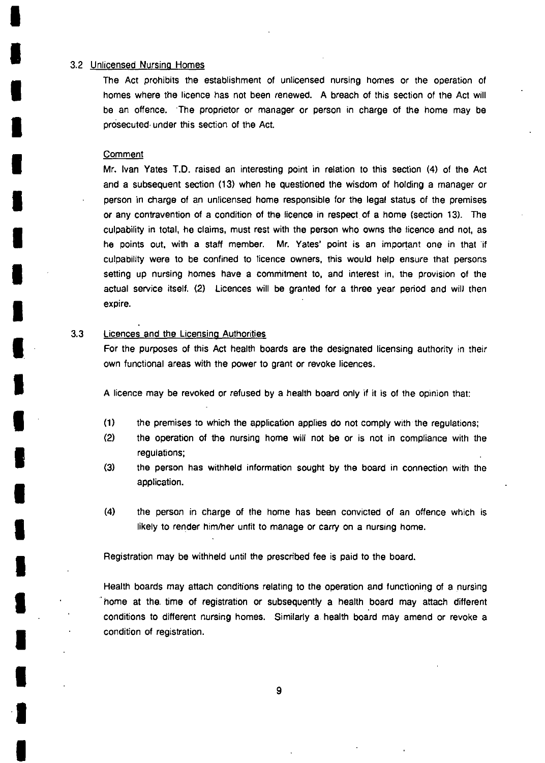### 3.2 Unlicensed Nursing Homes

The Act prohibits the establishment of unlicensed nursing homes or the operation of homes where the licence has not been renewed. A breach of this section of the Act will be an offence. The proprietor or manager or person in charge of the home may be prosecuted under this section of the Act.

Comment

Mr. Ivan Yates T.D. raised an interesting point in relation to this section (4) of the Act and a subsequent section (13) when he questioned the wisdom of holding a manager or person in charge of an unlicensed home responsible for the legal status of the premises or any contravention of a condition of the licence in respect of a home (section 13). The culpability in total, he claims, must rest with the person who owns the licence and not, as he points out, with a staff member. Mr. Yates' point is an important one in that if culpability were to be confined to licence owners, this would help ensure that persons setting up nursing homes have a commitment to, and interest in, the provision of the actual service itself. (2) Licences will be granted for a three year period and will then expire.

### 3.3 Licences and the Licensing Authorities

For the purposes of this Act health boards are the designated licensing authority in their own functional areas with the power to grant or revoke licences.

A licence may be revoked or refused by a health board only if it is of the opinion that:

(1) the premises to which the application applies do not comply with the regulations;

(2) the operation of the nursing home will not be or is not in compliance with the regulations;

(3) the person has withheld information sought by the board in connection with the application.

(4) the person in charge of the home has been convicted of an offence which is likely to render him/her unfit to manage or carry on a nursing home.

Registration may be withheld until the prescribed fee is paid to the board.

Health boards may attach conditions relating to the operation and functioning of a nursing home at the time of registration or subsequently a health board may attach different conditions to different nursing homes. Similarly a health board may amend or revoke a condition of registration.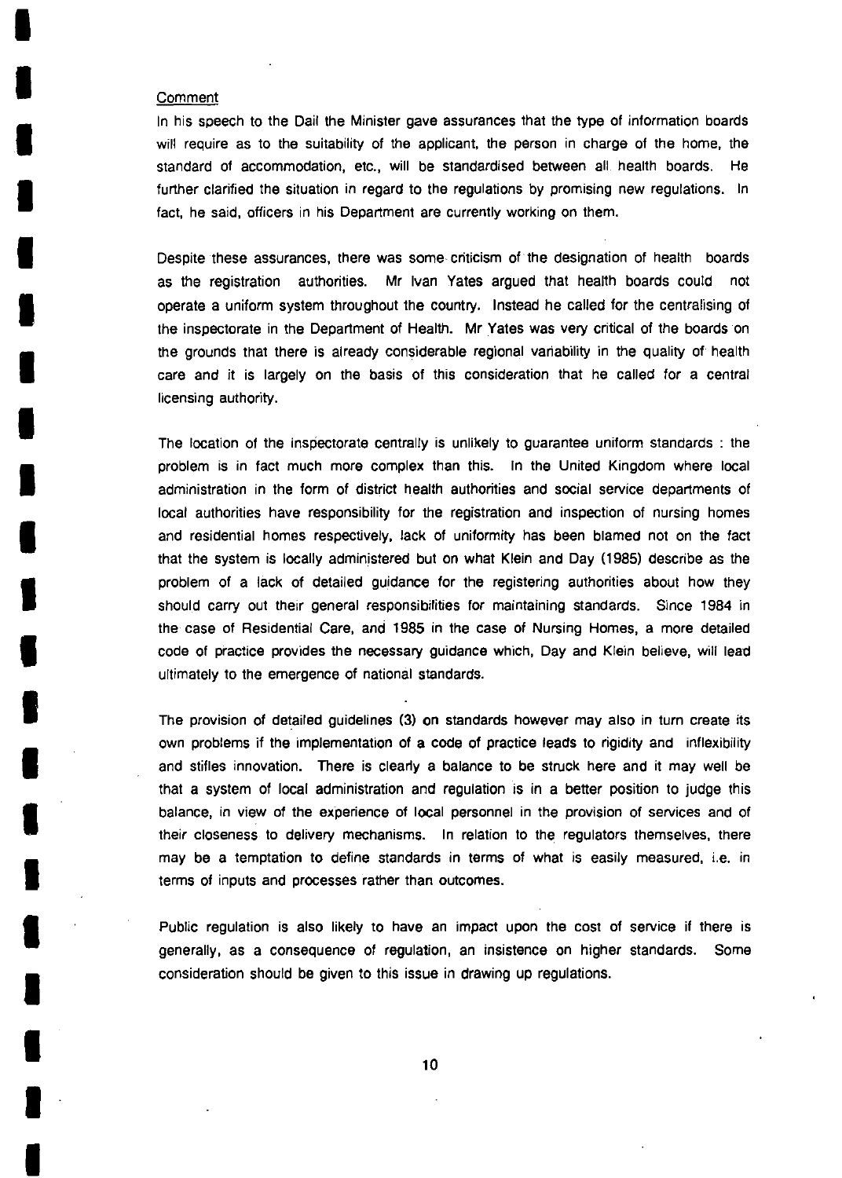Comment

In his speech to the Dail the Minister gave assurances that the type of information boards will require as to the suitability of the applicant, the person in charge of the home, the standard of accommodation, etc., will be standardised between all health boards. He further clarified the situation in regard to the regulations by promising new regulations. In fact, he said, officers in his Department are currently working on them.

Despite these assurances, there was some criticism of the designation of health boards as the registration authorities. Mr Ivan Yates argued that health boards could not operate a uniform system throughout the country. Instead he called for the centralising of the inspectorate in the Department of Health. Mr Yates was very critical of the boards on the grounds that there is already considerable regional variability in the quality of health care and it is largely on the basis of this consideration that he called for a central licensing authority.

The location of the inspectorate centrally is unlikely to guarantee uniform standards : the problem is in fact much more complex than this. In the United Kingdom where local administration in the form of district health authorities and social service departments of local authorities have responsibility for the registration and inspection of nursing homes and residential homes respectively, lack of uniformity has been blamed not on the fact that the system is locally administered but on what Klein and Day (1985) describe as the problem of a lack of detailed guidance for the registering authorities about how they should carry out their general responsibilities for maintaining standards. Since 1984 in the case of Residential Care, and 1985 in the case of Nursing Homes, a more detailed code of practice provides the necessary guidance which, Day and Klein believe, will lead ultimately to the emergence of national standards.

The provision of detailed guidelines (3) on standards however may also in turn create its own problems if the implementation of a code of practice leads to rigidity and inflexibility and stifles innovation. There is clearly a balance to be struck here and it may well be that a system of local administration and regulation is in a better position to judge this balance, in view of the experience of local personnel in the provision of services and of their closeness to delivery mechanisms. In relation to the regulators themselves, there may be a temptation to define standards in terms of what is easily measured, i.e. in terms of inputs and processes rather than outcomes.

Public regulation is also likely to have an impact upon the cost of service if there is generally, as a consequence of regulation, an insistence on higher standards. Some consideration should be given to this issue in drawing up regulations.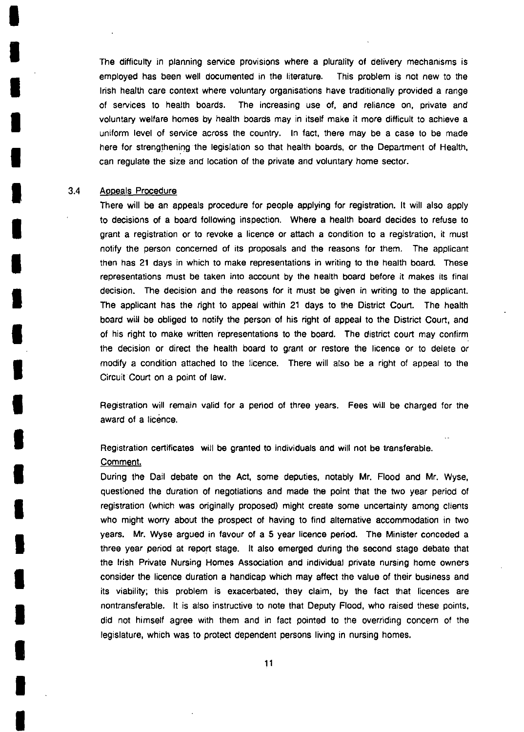The difficulty in planning service provisions where a plurality of delivery mechanisms is employed has been well documented in the literature. This problem is not new to the Irish health care context where voluntary organisations have traditionally provided a range of services to health boards. The increasing use of, and reliance on, private and voluntary welfare homes by health boards may in itself make it more difficult to achieve a uniform level of service across the country. In fact, there may be a case to be made here for strengthening the legislation so that health boards, or the Department of Health, can regulate the size and location of the private and voluntary home sector.

### 3.4 Appeals Procedure

There will be an appeals procedure for people applying for registration. It will also apply to decisions of a board following inspection. Where a health board decides to refuse to grant a registration or to revoke a licence or attach a condition to a registration, it must notify the person concerned of its proposals and the reasons for them. The applicant then has 21 days in which to make representations in writing to the health board. These representations must be taken into account by the health board before it makes its final decision. The decision and the reasons for it must be given in writing to the applicant. The applicant has the right to appeal within 21 days to the District Court. The health board will be obliged to notify the person of his right of appeal to the District Court, and of his right to make written representations to the board. The district court may confirm the decision or direct the health board to grant or restore the licence or to delete or modify a condition attached to the licence. There will also be a right of appeal to the Circuit Court on a point of law.

Registration will remain valid for a period of three years. Fees will be charged for the award of a licence.

Registration certificates will be granted to individuals and will not be transferable.

Comment.

During the Dail debate on the Act, some deputies, notably Mr. Flood and Mr. Wyse, questioned the duration of negotiations and made the point that the two year period of registration (which was originally proposed) might create some uncertainty among clients who might worry about the prospect of having to find alternative accommodation in two years. Mr. Wyse argued in favour of a 5 year licence period. The Minister conceded a three year period at report stage. It also emerged during the second stage debate that the Irish Private Nursing Homes Association and individual private nursing home owners consider the licence duration a handicap which may affect the value of their business and its viability; this problem is exacerbated, they claim, by the fact that licences are nontransferable. It is also instructive to note that Deputy Flood, who raised these points, did not himself agree with them and in fact pointed to the overriding concern of the legislature, which was to protect dependent persons living in nursing homes.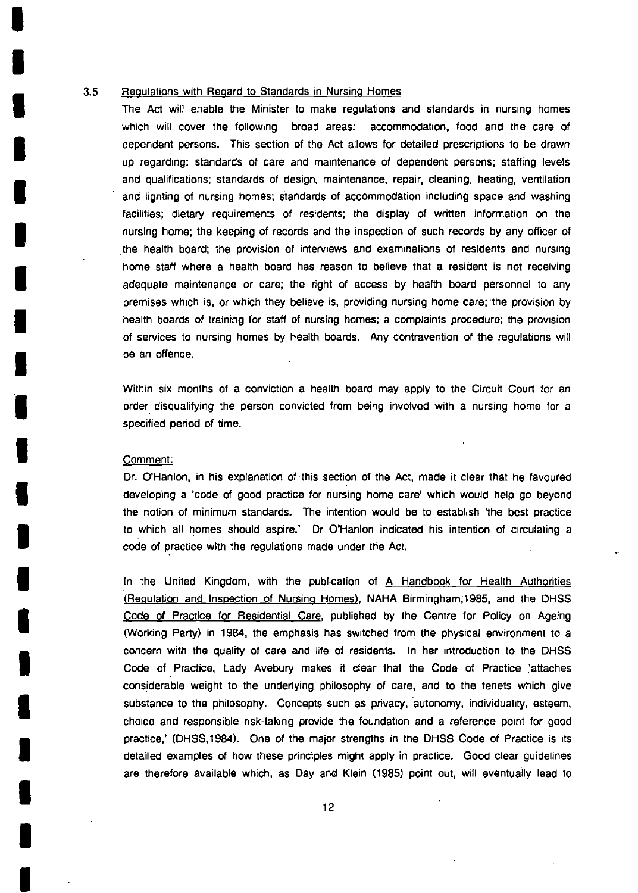### 3.5 Regulations with Regard to Standards in Nursing Homes

The Act will enable the Minister to make regulations and standards in nursing homes which will cover the following broad areas: accommodation, food and the care of dependent persons. This section of the Act allows for detailed prescriptions to be drawn up regarding: standards of care and maintenance of dependent persons; staffing levels and qualifications; standards of design, maintenance, repair, cleaning, heating, ventilation and lighting of nursing homes; standards of accommodation including space and washing facilities; dietary requirements of residents; the display of written information on the nursing home; the keeping of records and the inspection of such records by any officer of the health board; the provision of interviews and examinations of residents and nursing home staff where a health board has reason to believe that a resident is not receiving adequate maintenance or care; the right of access by health board personnel to any premises which is, or which they believe is, providing nursing home care; the provision by health boards of training for staff of nursing homes; a complaints procedure; the provision of services to nursing homes by health boards. Any contravention of the regulations will be an offence.

Within six months of a conviction a health board may apply to the Circuit Court for an order disqualifying the person convicted from being involved with a nursing home for a specified period of time.

Comment:

Dr. O'Hanlon, in his explanation of this section of the Act, made it clear that he favoured developing a 'code of good practice for nursing home care' which would help go beyond the notion of minimum standards. The intention would be to establish 'the best practice to which all homes should aspire.' Dr O'Hanlon indicated his intention of circulating a code of practice with the regulations made under the Act.

In the United Kingdom, with the publication of A Handbook for Health Authorities (Regulation and Inspection of Nursing Homes), NAHA Birmingham,1985, and the DHSS Code of Practice for Residential Care, published by the Centre for Policy on Ageing (Working Party) in 1984, the emphasis has switched from the physical environment to a concern with the quality of care and life of residents. In her introduction to the DHSS Code of Practice, Lady Avebury makes it clear that the Code of Practice 'attaches considerable weight to the underlying philosophy of care, and to the tenets which give substance to the philosophy. Concepts such as privacy, autonomy, individuality, esteem, choice and responsible risk-taking provide the foundation and a reference point for good practice,' (DHSS,1984). One of the major strengths in the DHSS Code of Practice is its detailed examples of how these principles might apply in practice. Good clear guidelines are therefore available which, as Day and Klein (1985) point out, will eventually lead to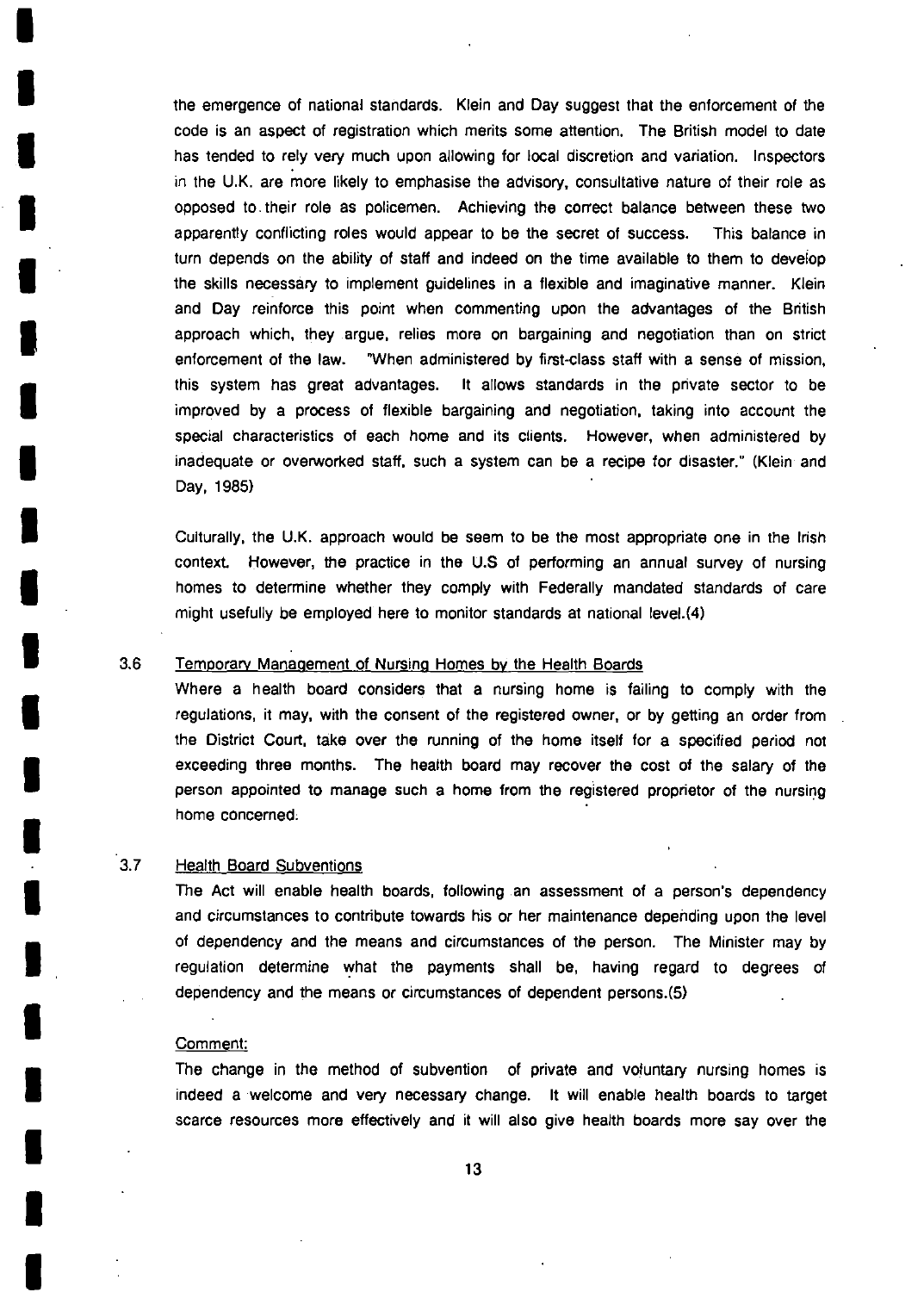the emergence of national standards. Klein and Day suggest that the enforcement of the code is an aspect of registration which merits some attention. The British model to date has tended to rely very much upon allowing for local discretion and variation. Inspectors in the U.K. are more likely to emphasise the advisory, consultative nature of their role as opposed to their role as policemen. Achieving the correct balance between these two apparently conflicting roles would appear to be the secret of success. This balance in turn depends on the ability of staff and indeed on the time available to them to develop the skills necessary to implement guidelines in a flexible and imaginative manner. Klein and Day reinforce this point when commenting upon the advantages of the British approach which, they argue, relies more on bargaining and negotiation than on strict enforcement of the law. "When administered by first-class staff with a sense of mission, this system has great advantages. It allows standards in the private sector to be improved by a process of flexible bargaining and negotiation, taking into account the special characteristics of each home and its clients. However, when administered by inadequate or overworked staff, such a system can be a recipe for disaster." (Klein and Day, 1985)

Culturally, the U.K. approach would be seem to be the most appropriate one in the Irish context. However, the practice in the U.S of performing an annual survey of nursing homes to determine whether they comply with Federally mandated standards of care might usefully be employed here to monitor standards at national level.(4)

### 3.6 Temporary Management of Nursing Homes by the Health Boards

Where a health board considers that a nursing home is failing to comply with the regulations, it may, with the consent of the registered owner, or by getting an order from the District Court, take over the running of the home itself for a specified period not exceeding three months. The health board may recover the cost of the salary of the person appointed to manage such a home from the registered proprietor of the nursing home concerned.

### 3.7 Health Board Subventions

The Act will enable health boards, following an assessment of a person's dependency and circumstances to contribute towards his or her maintenance depending upon the level of dependency and the means and circumstances of the person. The Minister may by regulation determine what the payments shall be, having regard to degrees of dependency and the means or circumstances of dependent persons.(5)

Comment:

The change in the method of subvention of private and voluntary nursing homes is indeed a welcome and very necessary change. It will enable health boards to target scarce resources more effectively and it will also give health boards more say over the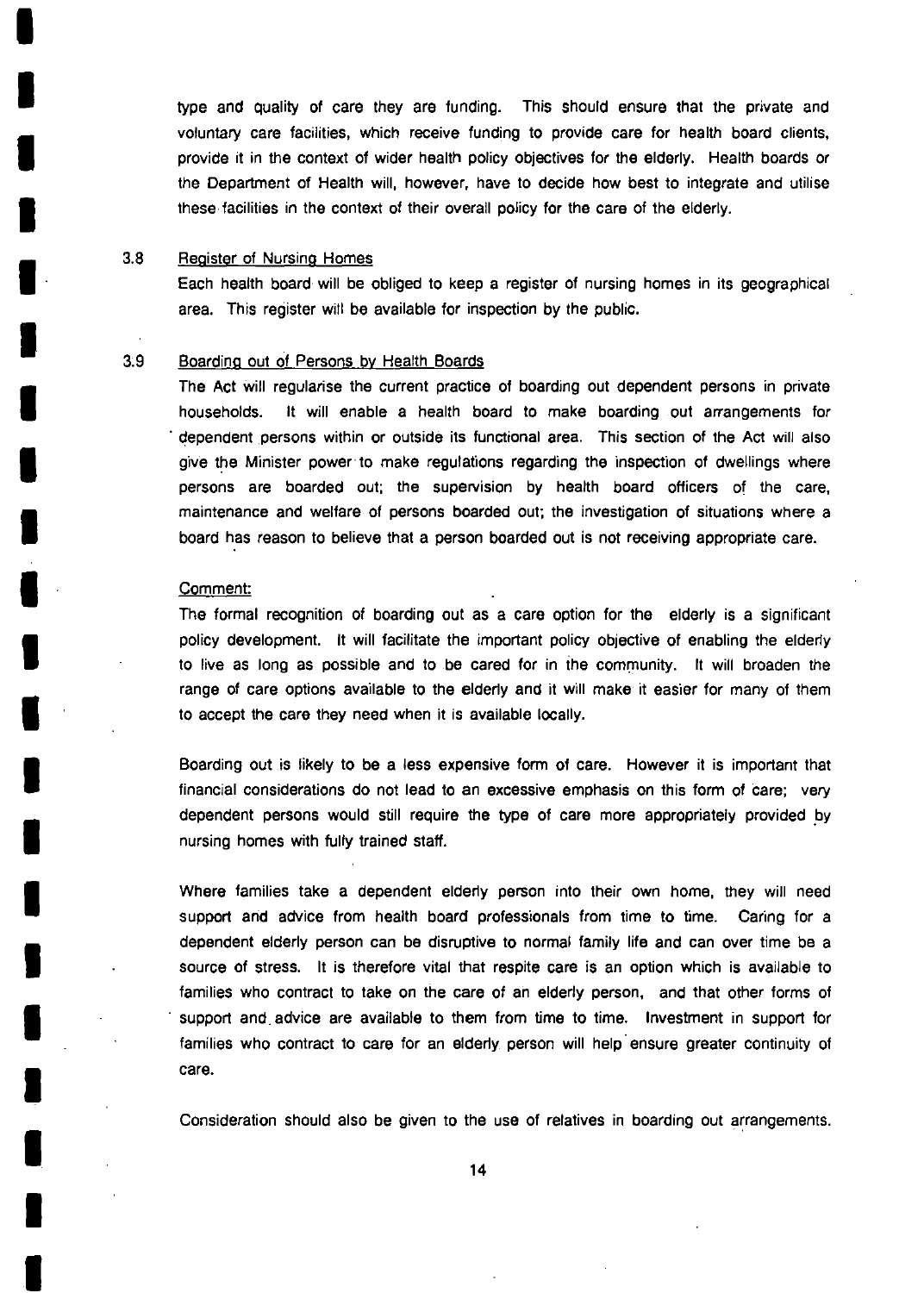type and quality of care they are funding. This should ensure that the private and voluntary care facilities, which receive funding to provide care for health board clients, provide it in the context of wider health policy objectives for the elderly. Health boards or the Department of Health will, however, have to decide how best to integrate and utilise these facilities in the context of their overall policy for the care of the elderly.

3.8 Register of Nursing Homes

Each health board will be obliged to keep a register of nursing homes in its geographical area. This register will be available for inspection by the public.

3.9 Boarding out of Persons by Health Boards

The Act will regularise the current practice of boarding out dependent persons in private households. It will enable a health board to make boarding out arrangements for dependent persons within or outside its functional area. This section of the Act will also give the Minister power to make regulations regarding the inspection of dwellings where persons are boarded out; the supervision by health board officers of the care, maintenance and welfare of persons boarded out; the investigation of situations where a board has reason to believe that a person boarded out is not receiving appropriate care.

Comment:

The formal recognition of boarding out as a care option for the elderly is a significant policy development. It will facilitate the important policy objective of enabling the elderly to live as long as possible and to be cared for in the community. It will broaden the range of care options available to the elderly and it will make it easier for many of them to accept the care they need when it is available locally.

Boarding out is likely to be a less expensive form of care. However it is important that financial considerations do not lead to an excessive emphasis on this form of care; very dependent persons would still require the type of care more appropriately provided by nursing homes with fully trained staff.

Where families take a dependent elderly person into their own home, they will need support and advice from health board professionals from time to time. Caring for a dependent elderly person can be disruptive to normal family life and can over time be a source of stress. It is therefore vital that respite care is an option which is available to families who contract to take on the care of an elderly person, and that other forms of support and advice are available to them from time to time. Investment in support for families who contract to care for an elderly person will help ensure greater continuity of care.

Consideration should also be given to the use of relatives in boarding out arrangements.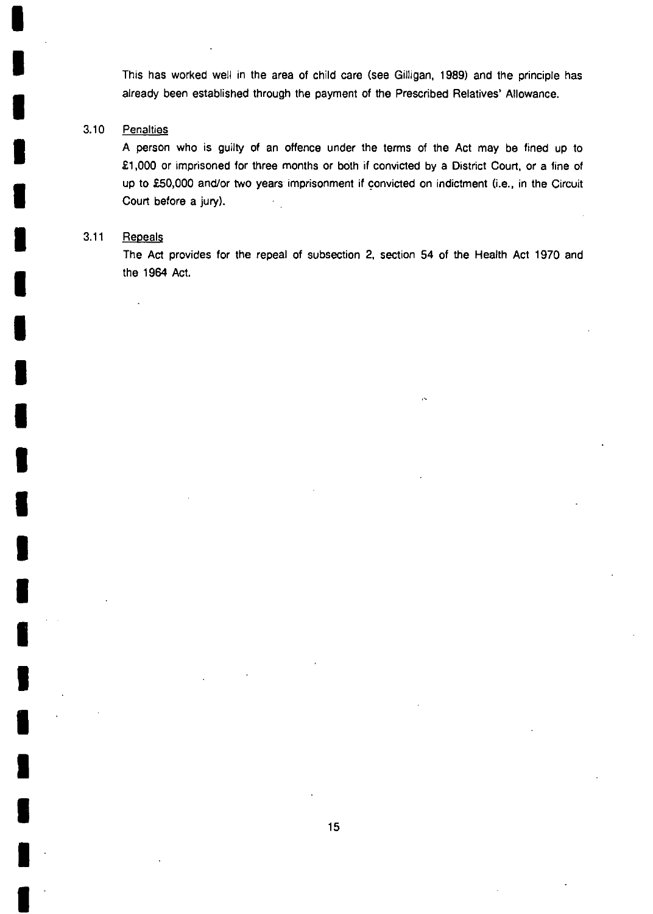This has worked well in the area of child care (see Gilligan, 1989) and the principle has already been established through the payment of the Prescribed Relatives' Allowance.

3.10 Penalties

A person who is guilty of an offence under the terms of the Act may be fined up to £1,000 or imprisoned for three months or both if convicted by a District Court, or a fine of up to £50,000 and/or two years imprisonment if convicted on indictment (i.e., in the Circuit Court before a jury).

3.11 Repeals

The Act provides for the repeal of subsection 2, section 54 of the Health Act 1970 and the 1964 Act.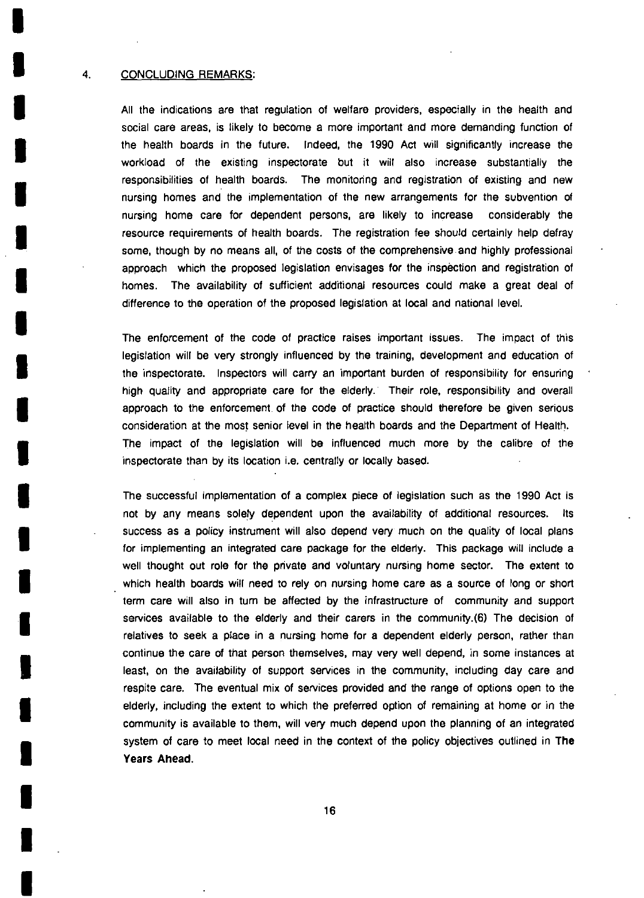## 4. CONCLUDING REMARKS:

All the indications are that regulation of welfare providers, especially in the health and social care areas, is likely to become a more important and more demanding function of the health boards in the future. Indeed, the 1990 Act will significantly increase the workload of the existing inspectorate but it will also increase substantially the responsibilities of health boards. The monitoring and registration of existing and new nursing homes and the implementation of the new arrangements for the subvention of nursing home care for dependent persons, are likely to increase considerably the resource requirements of health boards. The registration fee should certainly help defray some, though by no means all, of the costs of the comprehensive and highly professional approach which the proposed legislation envisages for the inspection and registration of homes. The availability of sufficient additional resources could make a great deal of difference to the operation of the proposed legislation at local and national level.

The enforcement of the code of practice raises important issues. The impact of this legislation will be very strongly influenced by the training, development and education of the inspectorate. Inspectors will carry an important burden of responsibility for ensuring high quality and appropriate care for the elderly. Their role, responsibility and overall approach to the enforcement of the code of practice should therefore be given serious consideration at the most senior level in the health boards and the Department of Health. The impact of the legislation will be influenced much more by the calibre of the inspectorate than by its location i.e. centrally or locally based.

The successful implementation of a complex piece of legislation such as the 1990 Act is not by any means solely dependent upon the availability of additional resources. Its success as a policy instrument will also depend very much on the quality of local plans for implementing an integrated care package for the elderly. This package will include a well thought out role for the private and voluntary nursing home sector. The extent to which health boards will need to rely on nursing home care as a source of long or short term care will also in turn be affected by the infrastructure of community and support services available to the elderly and their carers in the community.(6) The decision of relatives to seek a place in a nursing home for a dependent elderly person, rather than continue the care of that person themselves, may very well depend, in some instances at least, on the availability of support services in the community, including day care and respite care. The eventual mix of services provided and the range of options open to the elderly, including the extent to which the preferred option of remaining at home or in the community is available to them, will very much depend upon the planning of an integrated system of care to meet local need in the context of the policy objectives outlined in **The Years Ahead.**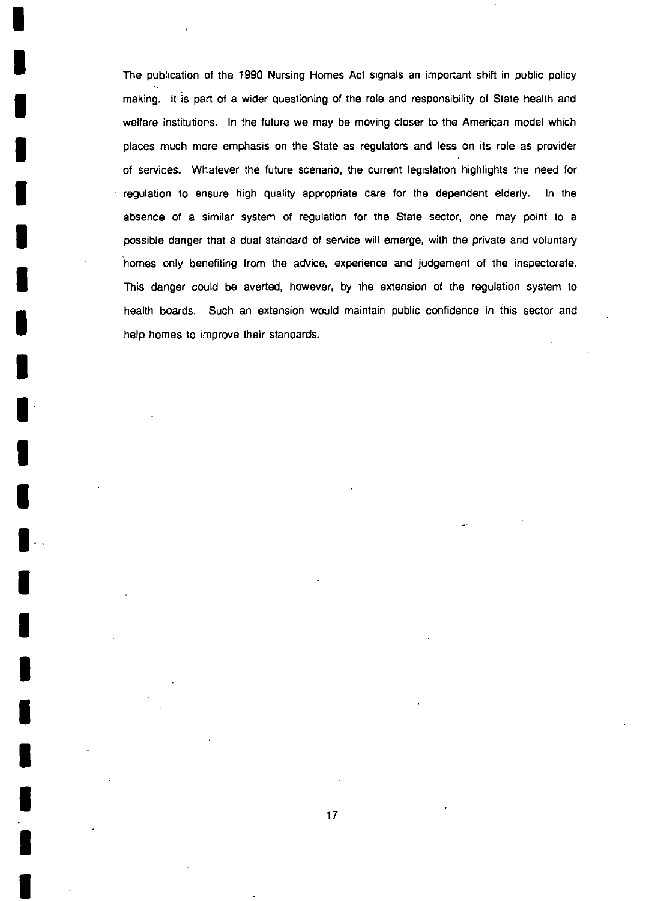The publication of the 1990 Nursing Homes Act signals an important shift in public policy making. It is part of a wider questioning of the role and responsibility of State health and welfare institutions. In the future we may be moving closer to the American model which places much more emphasis on the State as regulators and less on its role as provider of services. Whatever the future scenario, the current legislation highlights the need for regulation to ensure high quality appropriate care for the dependent elderly. In the absence of a similar system of regulation for the State sector, one may point to a possible danger that a dual standard of service will emerge, with the private and voluntary homes only benefiting from the advice, experience and judgement of the inspectorate. This danger could be averted, however, by the extension of the regulation system to health boards. Such an extension would maintain public confidence in this sector and help homes to improve their standards.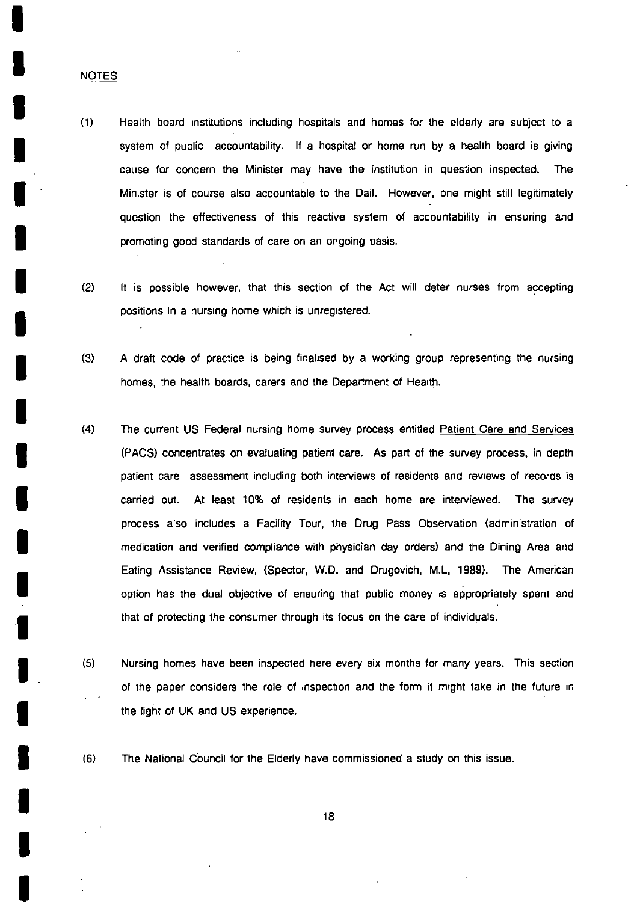NOTES

(1) Health board institutions including hospitals and homes for the elderly are subject to a system of public accountability. If a hospital or home run by a health board is giving cause for concern the Minister may have the institution in question inspected. The Minister is of course also accountable to the Dail. However, one might still legitimately question the effectiveness of this reactive system of accountability in ensuring and promoting good standards of care on an ongoing basis.

(2) It is possible however, that this section of the Act will deter nurses from accepting positions in a nursing home which is unregistered.

(3) A draft code of practice is being finalised by a working group representing the nursing homes, the health boards, carers and the Department of Health.

(4) The current US Federal nursing home survey process entitled Patient Care and Services (PACS) concentrates on evaluating patient care. As part of the survey process, in depth patient care assessment including both interviews of residents and reviews of records is carried out. At least 10% of residents in each home are interviewed. The survey process also includes a Facility Tour, the Drug Pass Observation (administration of medication and verified compliance with physician day orders) and the Dining Area and Eating Assistance Review, (Spector, W.D. and Drugovich, M.L, 1989). The American option has the dual objective of ensuring that public money is appropriately spent and that of protecting the consumer through its focus on the care of individuals.

(5) Nursing homes have been inspected here every six months for many years. This section of the paper considers the role of inspection and the form it might take in the future in the light of UK and US experience.

(6) The National Council for the Elderly have commissioned a study on this issue.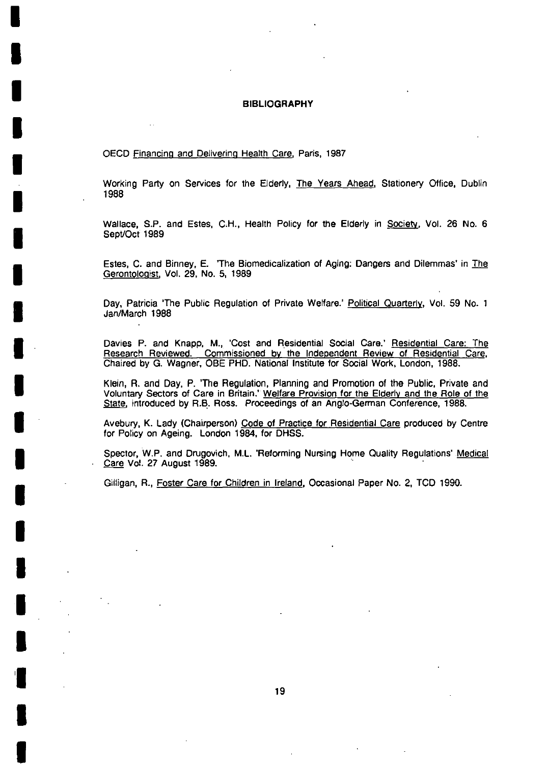## BIBLIOGRAPHY

OECD Financing and Delivering Health Care, Paris, 1987

Working Party on Services for the Elderly, The Years Ahead, Stationery Office, Dublin 1988

Wallace, S.P. and Estes, C.H., Health Policy for the Elderly in Society, Vol. 26 No. 6 Sept/Oct 1989

Estes, C. and Binney, E. 'The Biomedicalization of Aging: Dangers and Dilemmas' in The Gerontologist, Vol. 29, No. 5, 1989

Day, Patricia 'The Public Regulation of Private Welfare.' Political Quarterly, Vol. 59 No. 1 Jan/March 1988

Davies P. and Knapp, M., 'Cost and Residential Social Care.' Residential Care: The Research Reviewed. Commissioned by the Independent Review of Residential Care, Chaired by G. Wagner, OBE PHD. National Institute for Social Work, London, 1988.

Klein, R. and Day, P. 'The Regulation, Planning and Promotion of the Public, Private and Voluntary Sectors of Care in Britain.' Welfare Provision for the Elderly and the Role of the State, introduced by R.B. Ross. Proceedings of an Anglo-German Conference, 1988.

Avebury, K. Lady (Chairperson) Code of Practice for Residential Care produced by Centre for Policy on Ageing. London 1984, for DHSS.

Spector, W.P. and Drugovich, M.L. 'Reforming Nursing Home Quality Regulations' Medical Care Vol. 27 August 1989.

Gilligan, R., Foster Care for Children in Ireland, Occasional Paper No. 2, TCD 1990.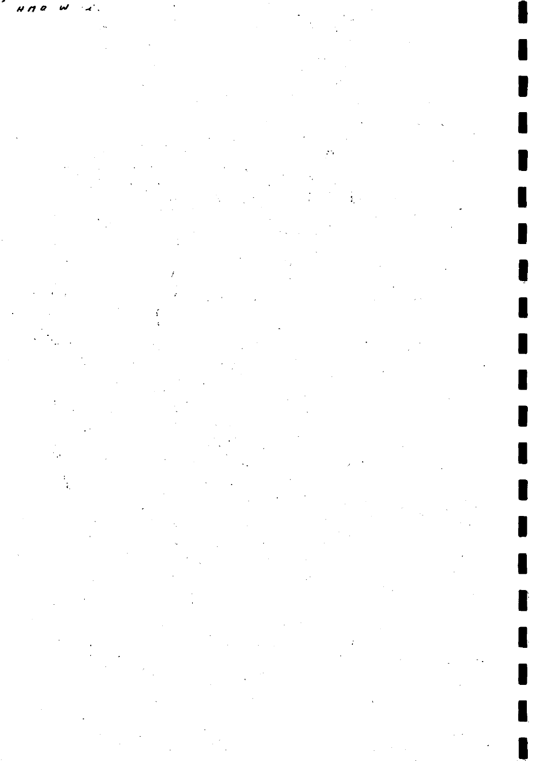HMQ W ...